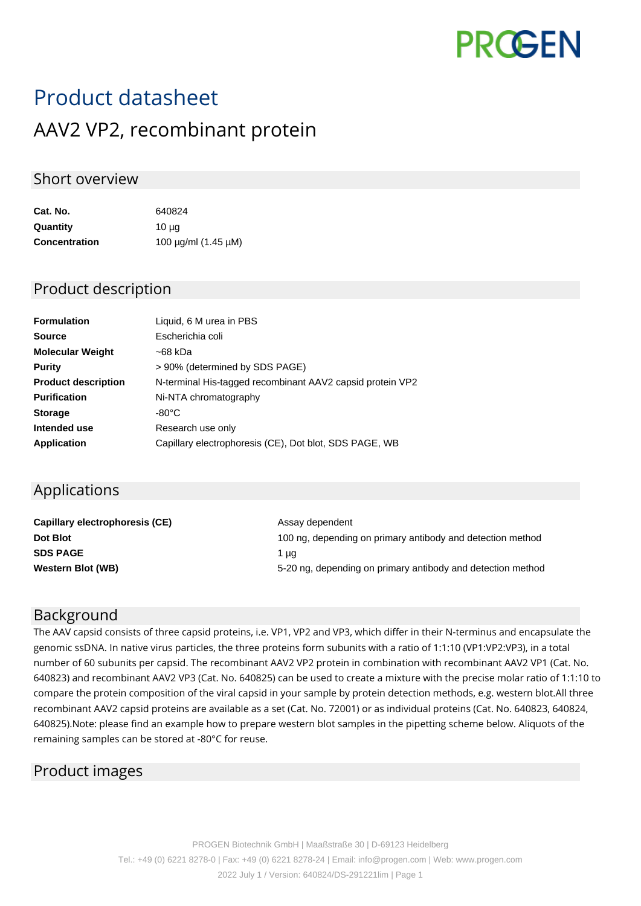# Product datasheet

## AAV2 VP2, recombinant protein

### Short overview

| | |
|---|---|
| **Cat. No.** | 640824 |
| **Quantity** | 10 µg |
| **Concentration** | 100 µg/ml (1.45 µM) |

### Product description

| | |
|---|---|
| **Formulation** | Liquid, 6 M urea in PBS |
| **Source** | Escherichia coli |
| **Molecular Weight** | ~68 kDa |
| **Purity** | > 90% (determined by SDS PAGE) |
| **Product description** | N-terminal His-tagged recombinant AAV2 capsid protein VP2 |
| **Purification** | Ni-NTA chromatography |
| **Storage** | -80°C |
| **Intended use** | Research use only |
| **Application** | Capillary electrophoresis (CE), Dot blot, SDS PAGE, WB |

### Applications

| | |
|---|---|
| **Capillary electrophoresis (CE)** | Assay dependent |
| **Dot Blot** | 100 ng, depending on primary antibody and detection method |
| **SDS PAGE** | 1 µg |
| **Western Blot (WB)** | 5-20 ng, depending on primary antibody and detection method |

### Background

The AAV capsid consists of three capsid proteins, i.e. VP1, VP2 and VP3, which differ in their N-terminus and encapsulate the genomic ssDNA. In native virus particles, the three proteins form subunits with a ratio of 1:1:10 (VP1:VP2:VP3), in a total number of 60 subunits per capsid. The recombinant AAV2 VP2 protein in combination with recombinant AAV2 VP1 (Cat. No. 640823) and recombinant AAV2 VP3 (Cat. No. 640825) can be used to create a mixture with the precise molar ratio of 1:1:10 to compare the protein composition of the viral capsid in your sample by protein detection methods, e.g. western blot.All three recombinant AAV2 capsid proteins are available as a set (Cat. No. 72001) or as individual proteins (Cat. No. 640823, 640824, 640825).Note: please find an example how to prepare western blot samples in the pipetting scheme below. Aliquots of the remaining samples can be stored at -80°C for reuse.

### Product images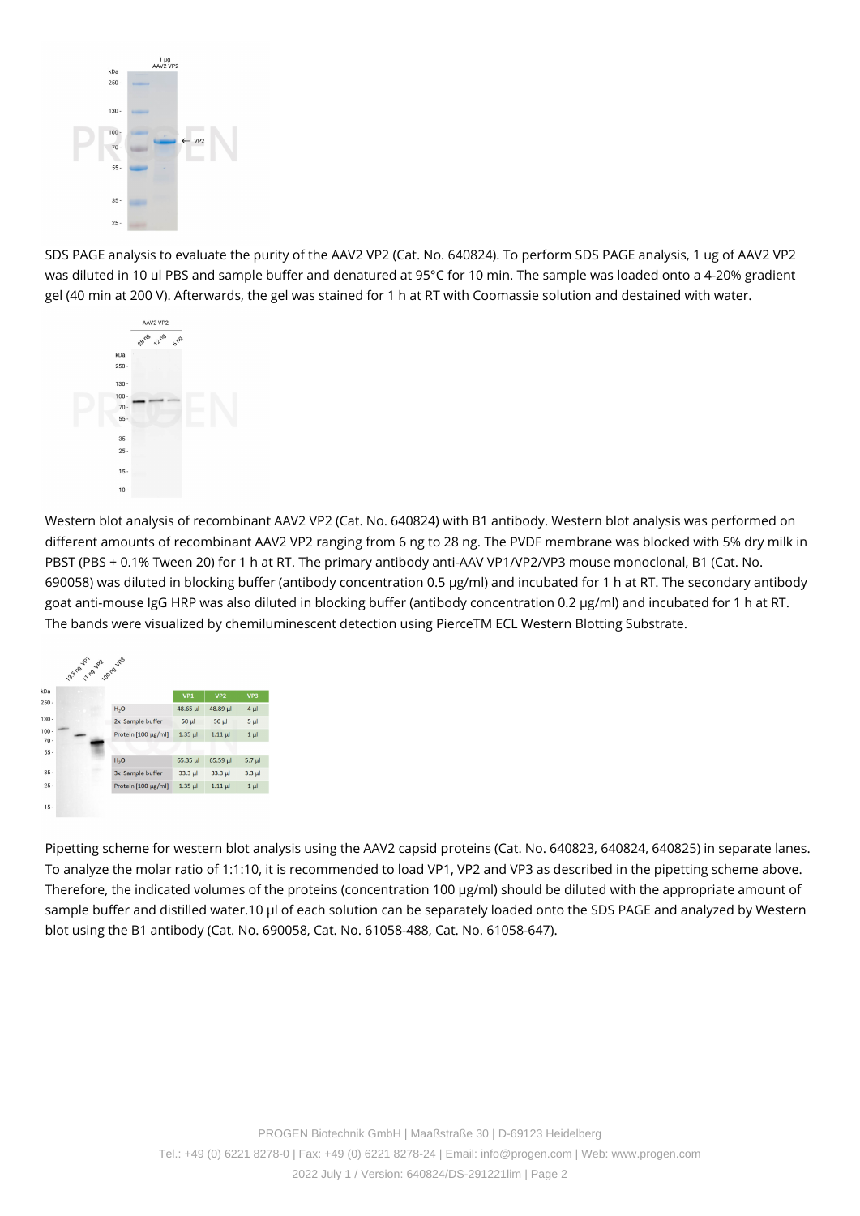kDa
250 -
130 -
100 -
70 -
55 -
35 -
25 -
1 µg
AAV2 VP2
← VP2

SDS PAGE analysis to evaluate the purity of the AAV2 VP2 (Cat. No. 640824). To perform SDS PAGE analysis, 1 ug of AAV2 VP2 was diluted in 10 ul PBS and sample buffer and denatured at 95°C for 10 min. The sample was loaded onto a 4-20% gradient gel (40 min at 200 V). Afterwards, the gel was stained for 1 h at RT with Coomassie solution and destained with water.

AAV2 VP2
28 ng 12 ng 6 ng
kDa
250 -
130 -
100 -
70 -
55 -
35 -
25 -
15 -
10 -

Western blot analysis of recombinant AAV2 VP2 (Cat. No. 640824) with B1 antibody. Western blot analysis was performed on different amounts of recombinant AAV2 VP2 ranging from 6 ng to 28 ng. The PVDF membrane was blocked with 5% dry milk in PBST (PBS + 0.1% Tween 20) for 1 h at RT. The primary antibody anti-AAV VP1/VP2/VP3 mouse monoclonal, B1 (Cat. No. 690058) was diluted in blocking buffer (antibody concentration 0.5 µg/ml) and incubated for 1 h at RT. The secondary antibody goat anti-mouse IgG HRP was also diluted in blocking buffer (antibody concentration 0.2 µg/ml) and incubated for 1 h at RT. The bands were visualized by chemiluminescent detection using PierceTM ECL Western Blotting Substrate.

13.5 ng VP1 11 ng VP2 100 ng VP3
kDa
250 -
130 -
100 -
70 -
55 -
35 -
25 -
15 -

| | VP1 | VP2 | VP3 |
|---|---|---|---|
| $H_2O$ | 48.65 µl | 48.89 µl | 4 µl |
| 2x Sample buffer | 50 µl | 50 µl | 5 µl |
| Protein [100 µg/ml] | 1.35 µl | 1.11 µl | 1 µl |
| $H_2O$ | 65.35 µl | 65.59 µl | 5.7 µl |
| 3x Sample buffer | 33.3 µl | 33.3 µl | 3.3 µl |
| Protein [100 µg/ml] | 1.35 µl | 1.11 µl | 1 µl |

Pipetting scheme for western blot analysis using the AAV2 capsid proteins (Cat. No. 640823, 640824, 640825) in separate lanes. To analyze the molar ratio of 1:1:10, it is recommended to load VP1, VP2 and VP3 as described in the pipetting scheme above. Therefore, the indicated volumes of the proteins (concentration 100 µg/ml) should be diluted with the appropriate amount of sample buffer and distilled water.10 µl of each solution can be separately loaded onto the SDS PAGE and analyzed by Western blot using the B1 antibody (Cat. No. 690058, Cat. No. 61058-488, Cat. No. 61058-647).

PROGEN Biotechnik GmbH | Maaßstraße 30 | D-69123 Heidelberg
Tel.: +49 (0) 6221 8278-0 | Fax: +49 (0) 6221 8278-24 | Email: info@progen.com | Web: www.progen.com
2022 July 1 / Version: 640824/DS-291221lim